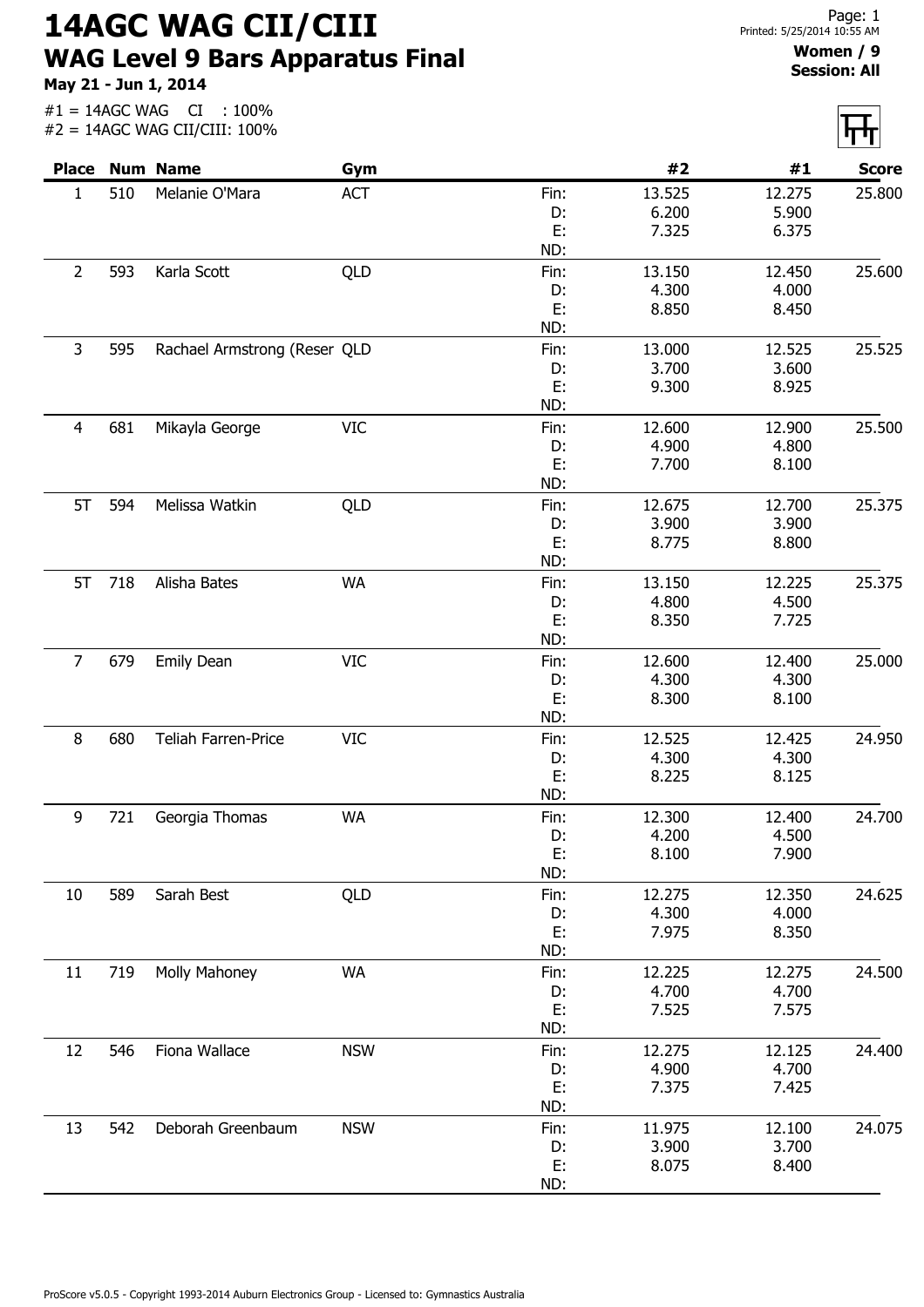# 14AGC WAG CII/CIII

## WAG Level 9 Bars Apparatus Final

**May 21 - Jun 1, 2014**

#1 = 14AGC WAG CI : 100%
#2 = 14AGC WAG CII/CIII: 100%

Printed: 5/25/2014 10:55 AM

**Women / 9**
**Session: All**

| Place | Num | Name | Gym | | #2 | #1 | Score |
|---|---|---|---|---|---|---|---|
| 1 | 510 | Melanie O'Mara | ACT | Fin: | 13.525 | 12.275 | 25.800 |
| | | | | D: | 6.200 | 5.900 | |
| | | | | E: | 7.325 | 6.375 | |
| | | | | ND: | | | |
| 2 | 593 | Karla Scott | QLD | Fin: | 13.150 | 12.450 | 25.600 |
| | | | | D: | 4.300 | 4.000 | |
| | | | | E: | 8.850 | 8.450 | |
| | | | | ND: | | | |
| 3 | 595 | Rachael Armstrong (Reser | QLD | Fin: | 13.000 | 12.525 | 25.525 |
| | | | | D: | 3.700 | 3.600 | |
| | | | | E: | 9.300 | 8.925 | |
| | | | | ND: | | | |
| 4 | 681 | Mikayla George | VIC | Fin: | 12.600 | 12.900 | 25.500 |
| | | | | D: | 4.900 | 4.800 | |
| | | | | E: | 7.700 | 8.100 | |
| | | | | ND: | | | |
| 5T | 594 | Melissa Watkin | QLD | Fin: | 12.675 | 12.700 | 25.375 |
| | | | | D: | 3.900 | 3.900 | |
| | | | | E: | 8.775 | 8.800 | |
| | | | | ND: | | | |
| 5T | 718 | Alisha Bates | WA | Fin: | 13.150 | 12.225 | 25.375 |
| | | | | D: | 4.800 | 4.500 | |
| | | | | E: | 8.350 | 7.725 | |
| | | | | ND: | | | |
| 7 | 679 | Emily Dean | VIC | Fin: | 12.600 | 12.400 | 25.000 |
| | | | | D: | 4.300 | 4.300 | |
| | | | | E: | 8.300 | 8.100 | |
| | | | | ND: | | | |
| 8 | 680 | Teliah Farren-Price | VIC | Fin: | 12.525 | 12.425 | 24.950 |
| | | | | D: | 4.300 | 4.300 | |
| | | | | E: | 8.225 | 8.125 | |
| | | | | ND: | | | |
| 9 | 721 | Georgia Thomas | WA | Fin: | 12.300 | 12.400 | 24.700 |
| | | | | D: | 4.200 | 4.500 | |
| | | | | E: | 8.100 | 7.900 | |
| | | | | ND: | | | |
| 10 | 589 | Sarah Best | QLD | Fin: | 12.275 | 12.350 | 24.625 |
| | | | | D: | 4.300 | 4.000 | |
| | | | | E: | 7.975 | 8.350 | |
| | | | | ND: | | | |
| 11 | 719 | Molly Mahoney | WA | Fin: | 12.225 | 12.275 | 24.500 |
| | | | | D: | 4.700 | 4.700 | |
| | | | | E: | 7.525 | 7.575 | |
| | | | | ND: | | | |
| 12 | 546 | Fiona Wallace | NSW | Fin: | 12.275 | 12.125 | 24.400 |
| | | | | D: | 4.900 | 4.700 | |
| | | | | E: | 7.375 | 7.425 | |
| | | | | ND: | | | |
| 13 | 542 | Deborah Greenbaum | NSW | Fin: | 11.975 | 12.100 | 24.075 |
| | | | | D: | 3.900 | 3.700 | |
| | | | | E: | 8.075 | 8.400 | |
| | | | | ND: | | | |

ProScore v5.0.5 - Copyright 1993-2014 Auburn Electronics Group - Licensed to: Gymnastics Australia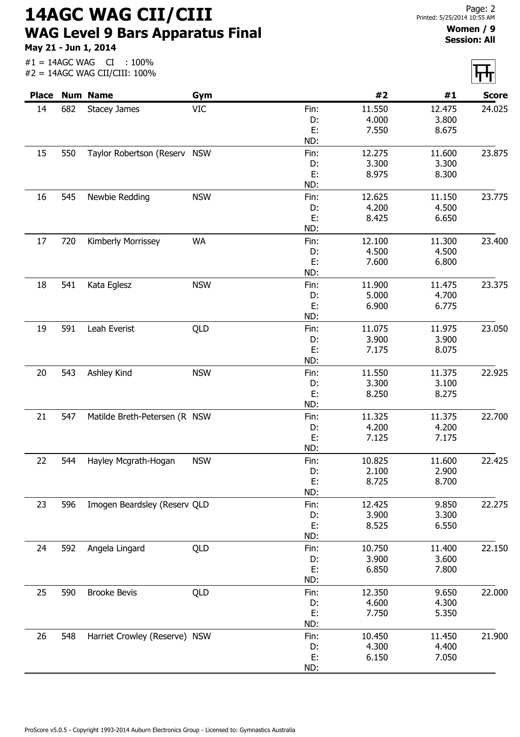# 14AGC WAG CII/CIII

## WAG Level 9 Bars Apparatus Final

**May 21 - Jun 1, 2014**

#1 = 14AGC WAG CI : 100%
#2 = 14AGC WAG CII/CIII: 100%

**Women / 9**
**Session: All**

| Place | Num | Name | Gym | | #2 | #1 | Score |
|---|---|---|---|---|---|---|---|
| 14 | 682 | Stacey James | VIC | Fin: | 11.550 | 12.475 | 24.025 |
| | | | | D: | 4.000 | 3.800 | |
| | | | | E: | 7.550 | 8.675 | |
| | | | | ND: | | | |
| 15 | 550 | Taylor Robertson (Reserv | NSW | Fin: | 12.275 | 11.600 | 23.875 |
| | | | | D: | 3.300 | 3.300 | |
| | | | | E: | 8.975 | 8.300 | |
| | | | | ND: | | | |
| 16 | 545 | Newbie Redding | NSW | Fin: | 12.625 | 11.150 | 23.775 |
| | | | | D: | 4.200 | 4.500 | |
| | | | | E: | 8.425 | 6.650 | |
| | | | | ND: | | | |
| 17 | 720 | Kimberly Morrissey | WA | Fin: | 12.100 | 11.300 | 23.400 |
| | | | | D: | 4.500 | 4.500 | |
| | | | | E: | 7.600 | 6.800 | |
| | | | | ND: | | | |
| 18 | 541 | Kata Eglesz | NSW | Fin: | 11.900 | 11.475 | 23.375 |
| | | | | D: | 5.000 | 4.700 | |
| | | | | E: | 6.900 | 6.775 | |
| | | | | ND: | | | |
| 19 | 591 | Leah Everist | QLD | Fin: | 11.075 | 11.975 | 23.050 |
| | | | | D: | 3.900 | 3.900 | |
| | | | | E: | 7.175 | 8.075 | |
| | | | | ND: | | | |
| 20 | 543 | Ashley Kind | NSW | Fin: | 11.550 | 11.375 | 22.925 |
| | | | | D: | 3.300 | 3.100 | |
| | | | | E: | 8.250 | 8.275 | |
| | | | | ND: | | | |
| 21 | 547 | Matilde Breth-Petersen (R | NSW | Fin: | 11.325 | 11.375 | 22.700 |
| | | | | D: | 4.200 | 4.200 | |
| | | | | E: | 7.125 | 7.175 | |
| | | | | ND: | | | |
| 22 | 544 | Hayley Mcgrath-Hogan | NSW | Fin: | 10.825 | 11.600 | 22.425 |
| | | | | D: | 2.100 | 2.900 | |
| | | | | E: | 8.725 | 8.700 | |
| | | | | ND: | | | |
| 23 | 596 | Imogen Beardsley (Reserv | QLD | Fin: | 12.425 | 9.850 | 22.275 |
| | | | | D: | 3.900 | 3.300 | |
| | | | | E: | 8.525 | 6.550 | |
| | | | | ND: | | | |
| 24 | 592 | Angela Lingard | QLD | Fin: | 10.750 | 11.400 | 22.150 |
| | | | | D: | 3.900 | 3.600 | |
| | | | | E: | 6.850 | 7.800 | |
| | | | | ND: | | | |
| 25 | 590 | Brooke Bevis | QLD | Fin: | 12.350 | 9.650 | 22.000 |
| | | | | D: | 4.600 | 4.300 | |
| | | | | E: | 7.750 | 5.350 | |
| | | | | ND: | | | |
| 26 | 548 | Harriet Crowley (Reserve) | NSW | Fin: | 10.450 | 11.450 | 21.900 |
| | | | | D: | 4.300 | 4.400 | |
| | | | | E: | 6.150 | 7.050 | |
| | | | | ND: | | | |

ProScore v5.0.5 - Copyright 1993-2014 Auburn Electronics Group - Licensed to: Gymnastics Australia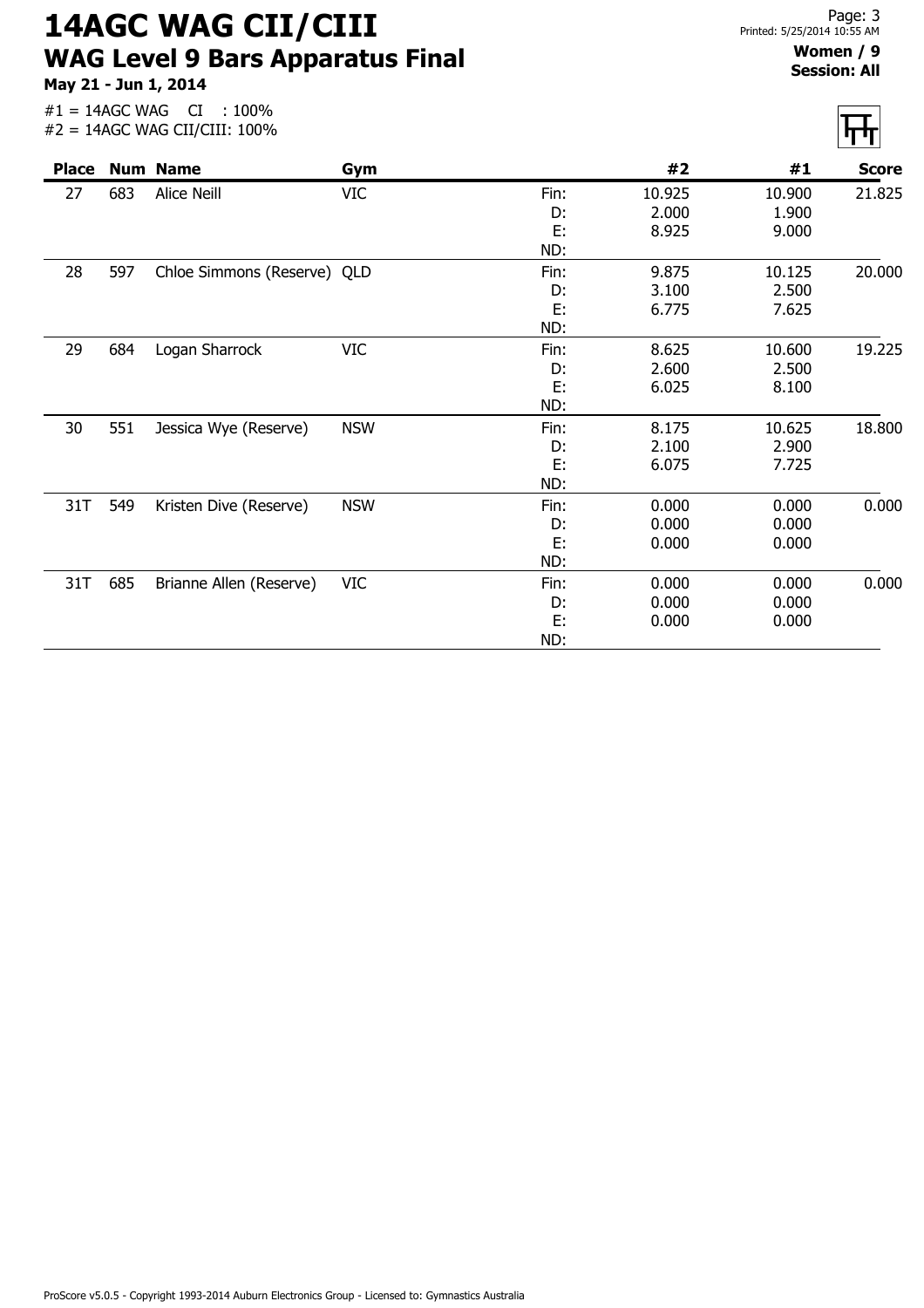# 14AGC WAG CII/CIII

## WAG Level 9 Bars Apparatus Final

**May 21 - Jun 1, 2014**

**Women / 9**
**Session: All**

#1 = 14AGC WAG CI : 100%
#2 = 14AGC WAG CII/CIII: 100%

| Place | Num | Name | Gym | | #2 | #1 | Score |
|---|---|---|---|---|---|---|---|
| 27 | 683 | Alice Neill | VIC | Fin: | 10.925 | 10.900 | 21.825 |
| | | | | D: | 2.000 | 1.900 | |
| | | | | E: | 8.925 | 9.000 | |
| | | | | ND: | | | |
| 28 | 597 | Chloe Simmons (Reserve) | QLD | Fin: | 9.875 | 10.125 | 20.000 |
| | | | | D: | 3.100 | 2.500 | |
| | | | | E: | 6.775 | 7.625 | |
| | | | | ND: | | | |
| 29 | 684 | Logan Sharrock | VIC | Fin: | 8.625 | 10.600 | 19.225 |
| | | | | D: | 2.600 | 2.500 | |
| | | | | E: | 6.025 | 8.100 | |
| | | | | ND: | | | |
| 30 | 551 | Jessica Wye (Reserve) | NSW | Fin: | 8.175 | 10.625 | 18.800 |
| | | | | D: | 2.100 | 2.900 | |
| | | | | E: | 6.075 | 7.725 | |
| | | | | ND: | | | |
| 31T | 549 | Kristen Dive (Reserve) | NSW | Fin: | 0.000 | 0.000 | 0.000 |
| | | | | D: | 0.000 | 0.000 | |
| | | | | E: | 0.000 | 0.000 | |
| | | | | ND: | | | |
| 31T | 685 | Brianne Allen (Reserve) | VIC | Fin: | 0.000 | 0.000 | 0.000 |
| | | | | D: | 0.000 | 0.000 | |
| | | | | E: | 0.000 | 0.000 | |
| | | | | ND: | | | |

ProScore v5.0.5 - Copyright 1993-2014 Auburn Electronics Group - Licensed to: Gymnastics Australia